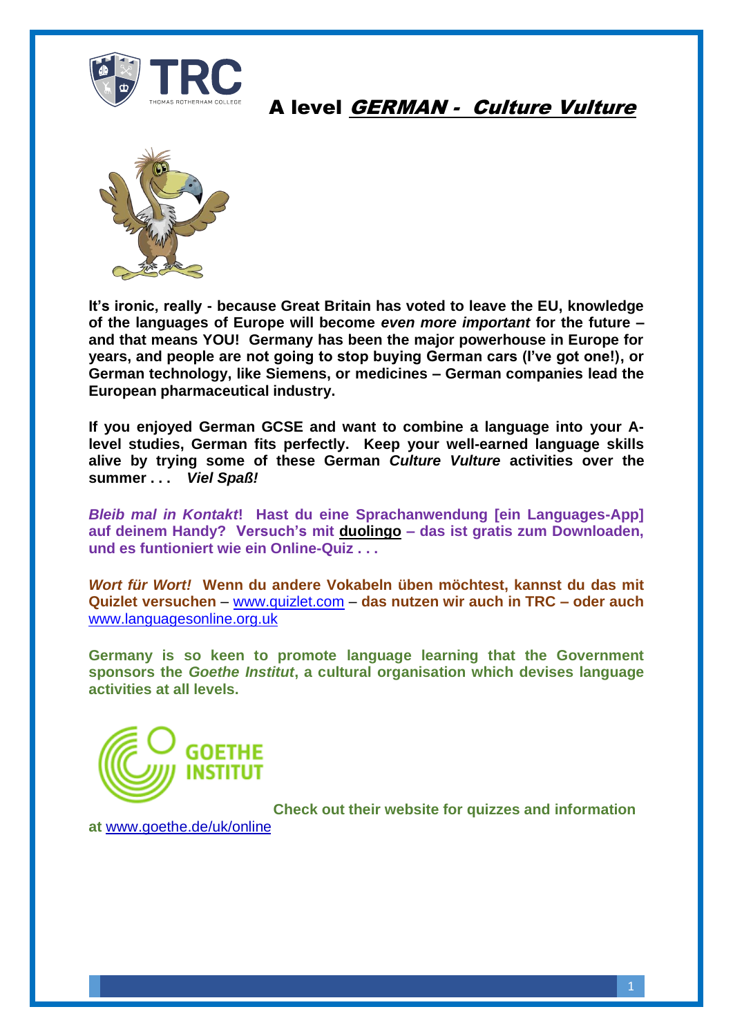# A level *GERMAN - Culture Vulture*

**It's ironic, really - because Great Britain has voted to leave the EU, knowledge of the languages of Europe will become *even more important* for the future – and that means YOU! Germany has been the major powerhouse in Europe for years, and people are not going to stop buying German cars (I've got one!), or German technology, like Siemens, or medicines – German companies lead the European pharmaceutical industry.**

**If you enjoyed German GCSE and want to combine a language into your A-level studies, German fits perfectly. Keep your well-earned language skills alive by trying some of these German *Culture Vulture* activities over the summer . . . *Viel Spaß!***

***Bleib mal in Kontakt*! Hast du eine Sprachanwendung [ein Languages-App] auf deinem Handy? Versuch's mit duolingo – das ist gratis zum Downloaden, und es funtioniert wie ein Online-Quiz . . .**

***Wort für Wort!* Wenn du andere Vokabeln üben möchtest, kannst du das mit Quizlet versuchen** – www.quizlet.com – **das nutzen wir auch in TRC – oder auch** www.languagesonline.org.uk

**Germany is so keen to promote language learning that the Government sponsors the *Goethe Institut*, a cultural organisation which devises language activities at all levels.**

**Check out their website for quizzes and information at** www.goethe.de/uk/online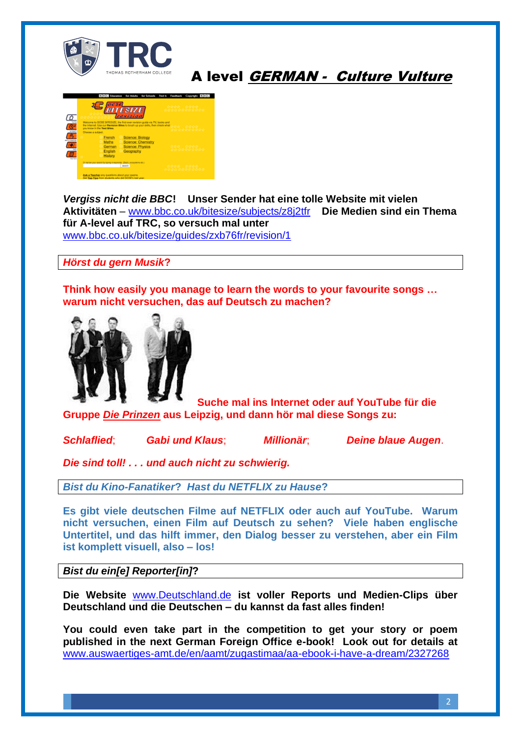# A level *GERMAN - Culture Vulture*

***Vergiss nicht die BBC*!** **Unser Sender hat eine tolle Website mit vielen Aktivitäten** – www.bbc.co.uk/bitesize/subjects/z8j2tfr **Die Medien sind ein Thema für A-level auf TRC, so versuch mal unter** www.bbc.co.uk/bitesize/guides/zxb76fr/revision/1

***Hörst du gern Musik*?**

**Think how easily you manage to learn the words to your favourite songs … warum nicht versuchen, das auf Deutsch zu machen?**

**Suche mal ins Internet oder auf YouTube für die Gruppe *Die Prinzen* aus Leipzig, und dann hör mal diese Songs zu:**

***Schlaflied***; ***Gabi und Klaus***; ***Millionär***; ***Deine blaue Augen***.

***Die sind toll! . . . und auch nicht zu schwierig.***

***Bist du Kino-Fanatiker*? *Hast du NETFLIX zu Hause*?**

**Es gibt viele deutschen Filme auf NETFLIX oder auch auf YouTube. Warum nicht versuchen, einen Film auf Deutsch zu sehen? Viele haben englische Untertitel, und das hilft immer, den Dialog besser zu verstehen, aber ein Film ist komplett visuell, also – los!**

***Bist du ein[e] Reporter[in]*?**

**Die Website** www.Deutschland.de **ist voller Reports und Medien-Clips über Deutschland und die Deutschen – du kannst da fast alles finden!**

**You could even take part in the competition to get your story or poem published in the next German Foreign Office e-book! Look out for details at** www.auswaertiges-amt.de/en/aamt/zugastimaa/aa-ebook-i-have-a-dream/2327268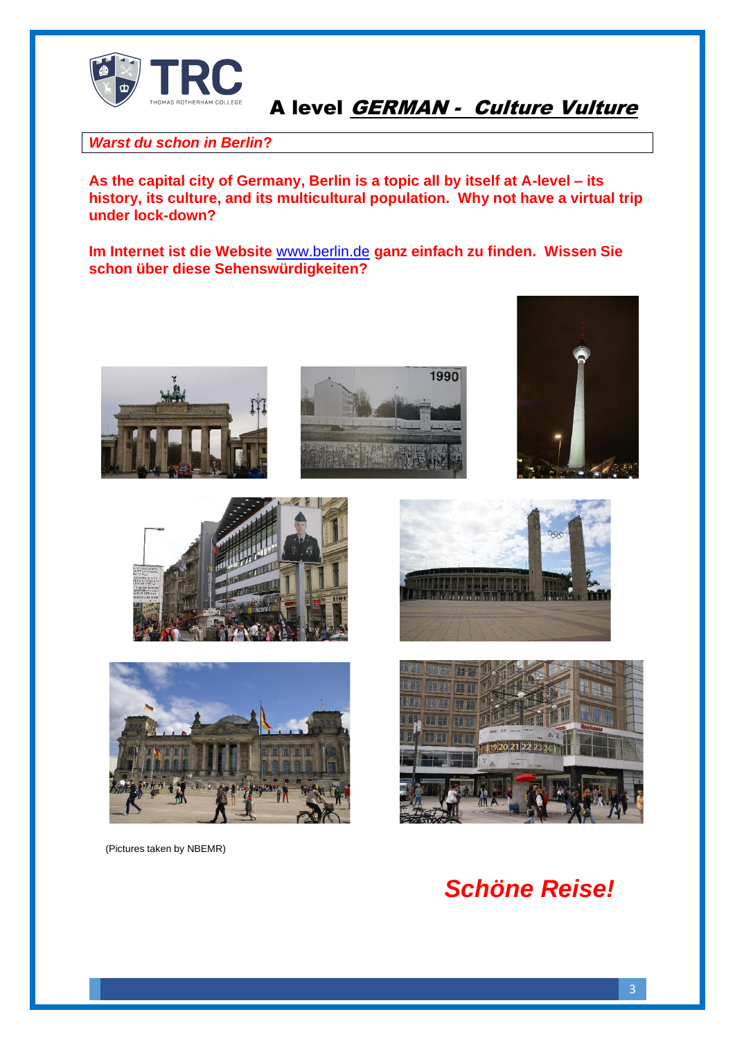# A level *GERMAN - Culture Vulture*

***Warst du schon in Berlin*?**

**As the capital city of Germany, Berlin is a topic all by itself at A-level – its history, its culture, and its multicultural population. Why not have a virtual trip under lock-down?**

**Im Internet ist die Website www.berlin.de ganz einfach zu finden. Wissen Sie schon über diese Sehenswürdigkeiten?**

(Pictures taken by NBEMR)

***Schöne Reise!***